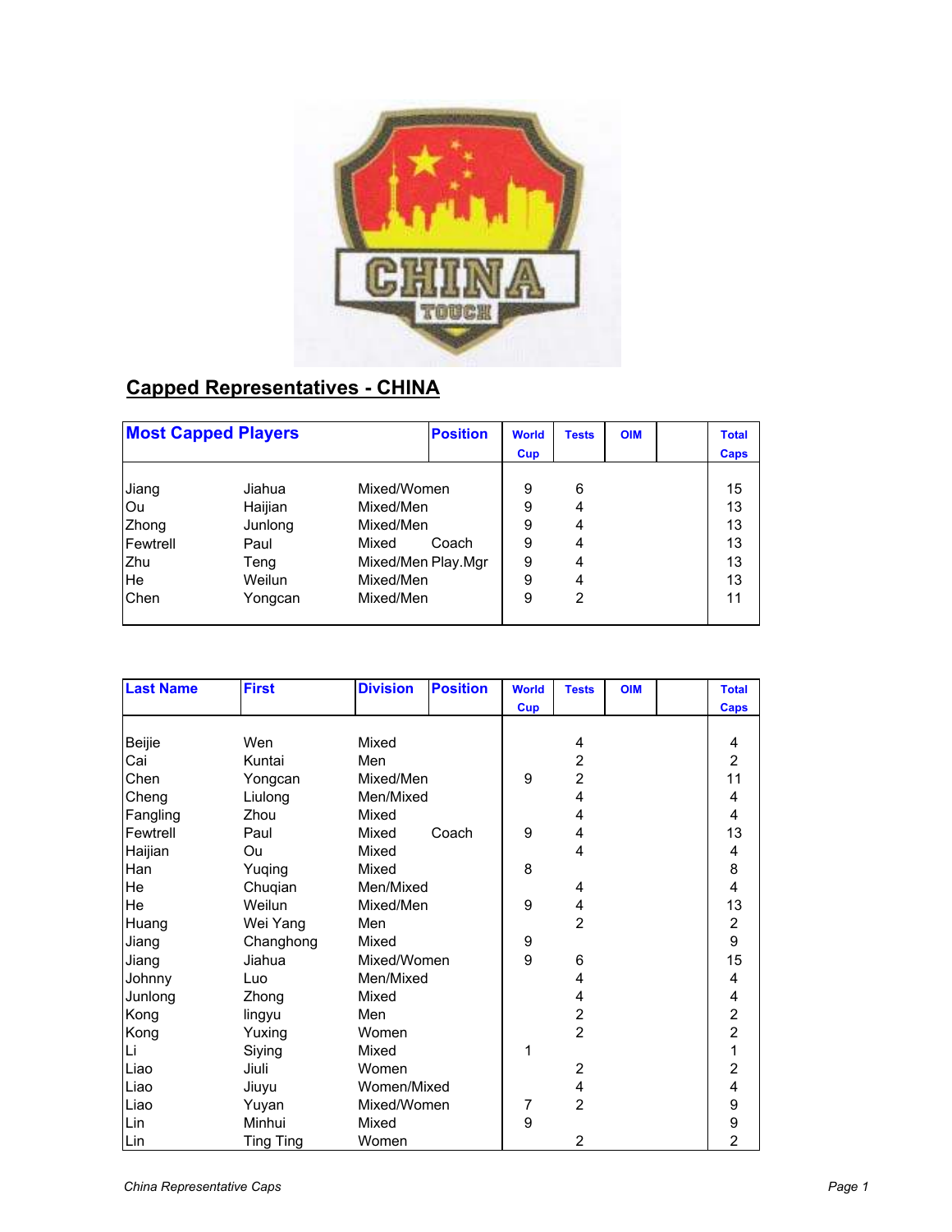## Capped Representatives - CHINA

| Most Capped Players | | | Position | World Cup | Tests | OIM | | Total Caps |
|---|---|---|---|---|---|---|---|---|
| Jiang | Jiahua | Mixed/Women | | 9 | 6 | | | 15 |
| Ou | Haijian | Mixed/Men | | 9 | 4 | | | 13 |
| Zhong | Junlong | Mixed/Men | | 9 | 4 | | | 13 |
| Fewtrell | Paul | Mixed | Coach | 9 | 4 | | | 13 |
| Zhu | Teng | Mixed/Men | Play.Mgr | 9 | 4 | | | 13 |
| He | Weilun | Mixed/Men | | 9 | 4 | | | 13 |
| Chen | Yongcan | Mixed/Men | | 9 | 2 | | | 11 |

| Last Name | First | Division | Position | World Cup | Tests | OIM | | Total Caps |
|---|---|---|---|---|---|---|---|---|
| Beijie | Wen | Mixed | | | 4 | | | 4 |
| Cai | Kuntai | Men | | | 2 | | | 2 |
| Chen | Yongcan | Mixed/Men | | 9 | 2 | | | 11 |
| Cheng | Liulong | Men/Mixed | | | 4 | | | 4 |
| Fangling | Zhou | Mixed | | | 4 | | | 4 |
| Fewtrell | Paul | Mixed | Coach | 9 | 4 | | | 13 |
| Haijian | Ou | Mixed | | | 4 | | | 4 |
| Han | Yuqing | Mixed | | 8 | | | | 8 |
| He | Chuqian | Men/Mixed | | | 4 | | | 4 |
| He | Weilun | Mixed/Men | | 9 | 4 | | | 13 |
| Huang | Wei Yang | Men | | | 2 | | | 2 |
| Jiang | Changhong | Mixed | | 9 | | | | 9 |
| Jiang | Jiahua | Mixed/Women | | 9 | 6 | | | 15 |
| Johnny | Luo | Men/Mixed | | | 4 | | | 4 |
| Junlong | Zhong | Mixed | | | 4 | | | 4 |
| Kong | lingyu | Men | | | 2 | | | 2 |
| Kong | Yuxing | Women | | | 2 | | | 2 |
| Li | Siying | Mixed | | 1 | | | | 1 |
| Liao | Jiuli | Women | | | 2 | | | 2 |
| Liao | Jiuyu | Women/Mixed | | | 4 | | | 4 |
| Liao | Yuyan | Mixed/Women | | 7 | 2 | | | 9 |
| Lin | Minhui | Mixed | | 9 | | | | 9 |
| Lin | Ting Ting | Women | | | 2 | | | 2 |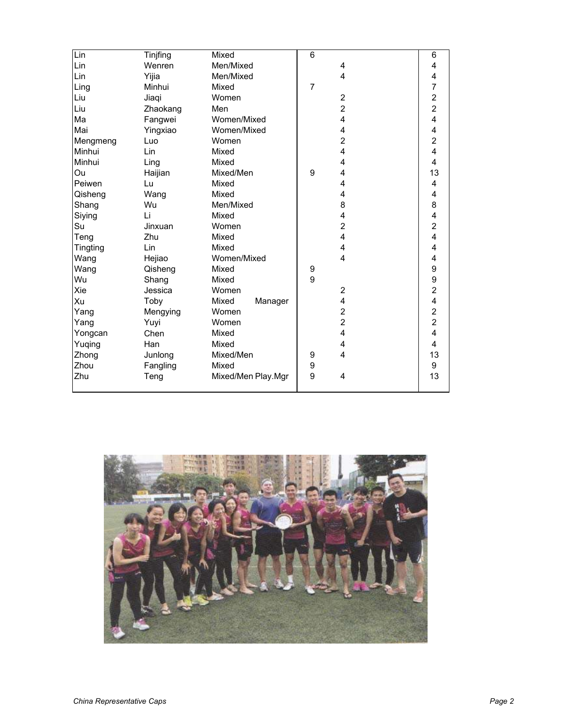| | | | | | |
|---|---|---|---|---|---|
| Lin | Tinjfing | Mixed | 6 | | 6 |
| Lin | Wenren | Men/Mixed | | 4 | 4 |
| Lin | Yijia | Men/Mixed | | 4 | 4 |
| Ling | Minhui | Mixed | 7 | | 7 |
| Liu | Jiaqi | Women | | 2 | 2 |
| Liu | Zhaokang | Men | | 2 | 2 |
| Ma | Fangwei | Women/Mixed | | 4 | 4 |
| Mai | Yingxiao | Women/Mixed | | 4 | 4 |
| Mengmeng | Luo | Women | | 2 | 2 |
| Minhui | Lin | Mixed | | 4 | 4 |
| Minhui | Ling | Mixed | | 4 | 4 |
| Ou | Haijian | Mixed/Men | 9 | 4 | 13 |
| Peiwen | Lu | Mixed | | 4 | 4 |
| Qisheng | Wang | Mixed | | 4 | 4 |
| Shang | Wu | Men/Mixed | | 8 | 8 |
| Siying | Li | Mixed | | 4 | 4 |
| Su | Jinxuan | Women | | 2 | 2 |
| Teng | Zhu | Mixed | | 4 | 4 |
| Tingting | Lin | Mixed | | 4 | 4 |
| Wang | Hejiao | Women/Mixed | | 4 | 4 |
| Wang | Qisheng | Mixed | 9 | | 9 |
| Wu | Shang | Mixed | 9 | | 9 |
| Xie | Jessica | Women | | 2 | 2 |
| Xu | Toby | Mixed Manager | | 4 | 4 |
| Yang | Mengying | Women | | 2 | 2 |
| Yang | Yuyi | Women | | 2 | 2 |
| Yongcan | Chen | Mixed | | 4 | 4 |
| Yuqing | Han | Mixed | | 4 | 4 |
| Zhong | Junlong | Mixed/Men | 9 | 4 | 13 |
| Zhou | Fangling | Mixed | 9 | | 9 |
| Zhu | Teng | Mixed/Men Play.Mgr | 9 | 4 | 13 |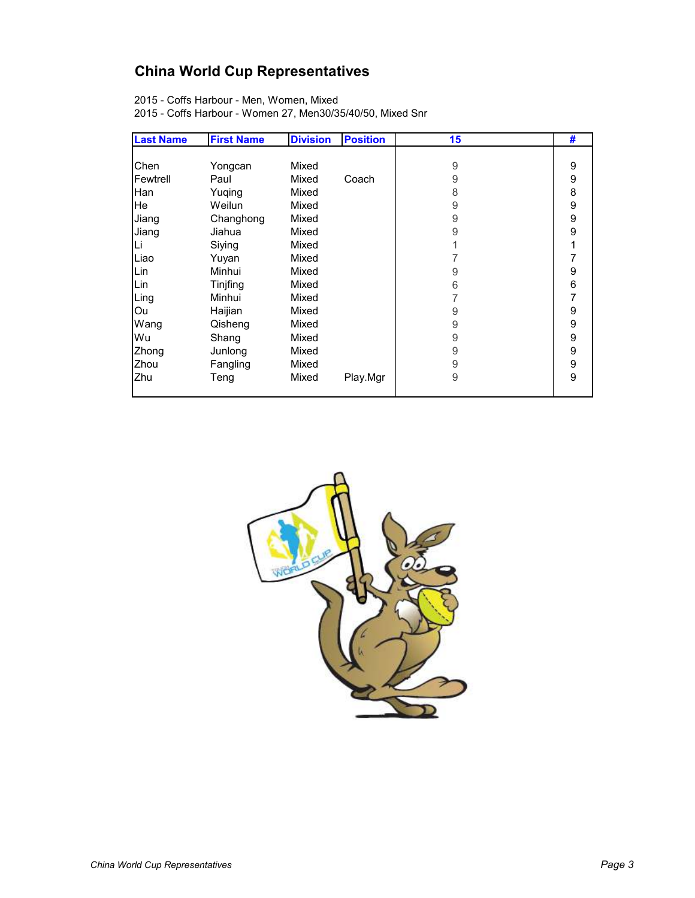## China World Cup Representatives

2015 - Coffs Harbour - Men, Women, Mixed
2015 - Coffs Harbour - Women 27, Men30/35/40/50, Mixed Snr

| Last Name | First Name | Division | Position | 15 | # |
|---|---|---|---|---|---|
| Chen | Yongcan | Mixed | | 9 | 9 |
| Fewtrell | Paul | Mixed | Coach | 9 | 9 |
| Han | Yuqing | Mixed | | 8 | 8 |
| He | Weilun | Mixed | | 9 | 9 |
| Jiang | Changhong | Mixed | | 9 | 9 |
| Jiang | Jiahua | Mixed | | 9 | 9 |
| Li | Siying | Mixed | | 1 | 1 |
| Liao | Yuyan | Mixed | | 7 | 7 |
| Lin | Minhui | Mixed | | 9 | 9 |
| Lin | Tinjfing | Mixed | | 6 | 6 |
| Ling | Minhui | Mixed | | 7 | 7 |
| Ou | Haijian | Mixed | | 9 | 9 |
| Wang | Qisheng | Mixed | | 9 | 9 |
| Wu | Shang | Mixed | | 9 | 9 |
| Zhong | Junlong | Mixed | | 9 | 9 |
| Zhou | Fangling | Mixed | | 9 | 9 |
| Zhu | Teng | Mixed | Play.Mgr | 9 | 9 |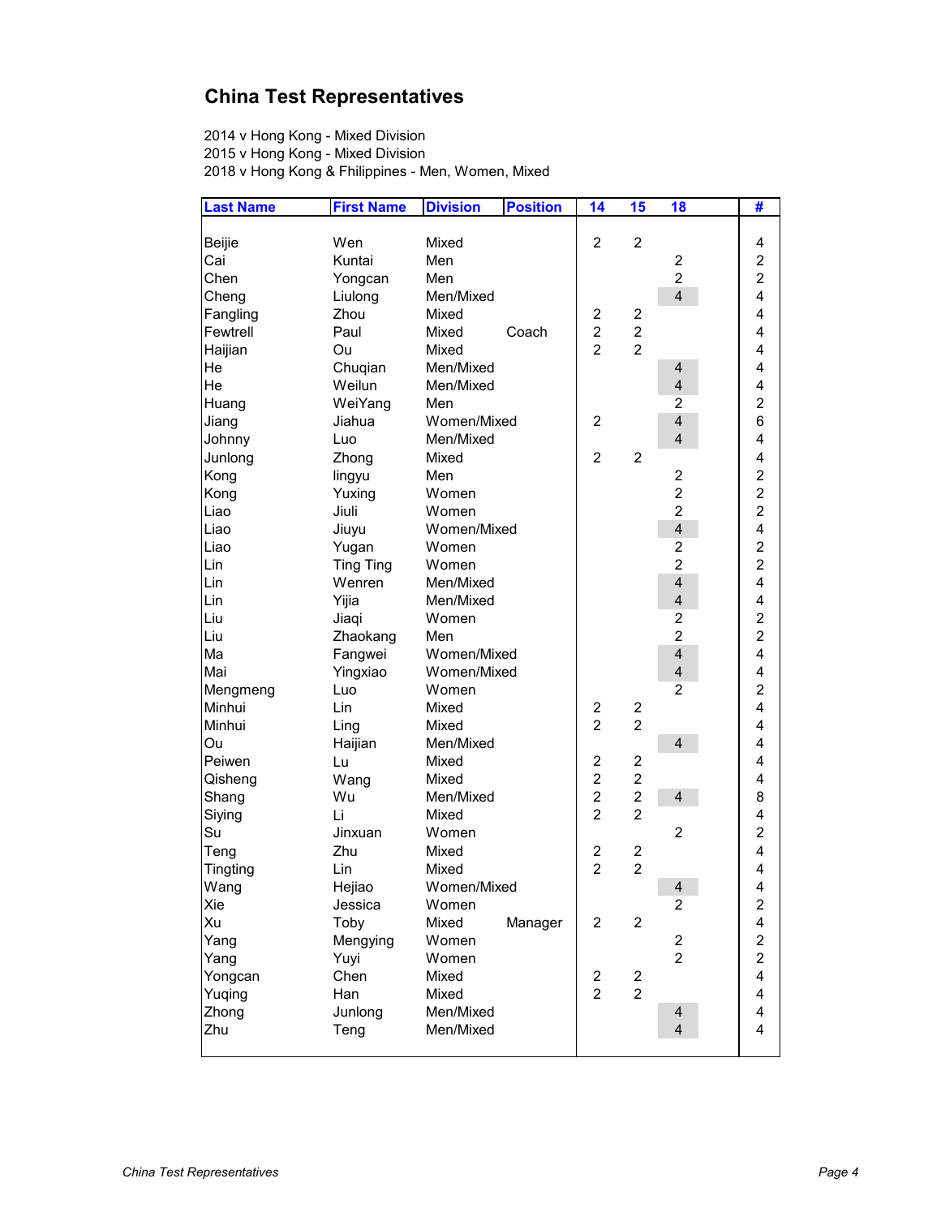## China Test Representatives

2014 v Hong Kong - Mixed Division
2015 v Hong Kong - Mixed Division
2018 v Hong Kong & Fhilippines - Men, Women, Mixed

| Last Name | First Name | Division | Position | 14 | 15 | 18 | # |
|---|---|---|---|---|---|---|---|
| Beijie | Wen | Mixed | | 2 | 2 | | 4 |
| Cai | Kuntai | Men | | | | 2 | 2 |
| Chen | Yongcan | Men | | | | 2 | 2 |
| Cheng | Liulong | Men/Mixed | | | | 4 | 4 |
| Fangling | Zhou | Mixed | | 2 | 2 | | 4 |
| Fewtrell | Paul | Mixed | Coach | 2 | 2 | | 4 |
| Haijian | Ou | Mixed | | 2 | 2 | | 4 |
| He | Chuqian | Men/Mixed | | | | 4 | 4 |
| He | Weilun | Men/Mixed | | | | 4 | 4 |
| Huang | WeiYang | Men | | | | 2 | 2 |
| Jiang | Jiahua | Women/Mixed | | 2 | | 4 | 6 |
| Johnny | Luo | Men/Mixed | | | | 4 | 4 |
| Junlong | Zhong | Mixed | | 2 | 2 | | 4 |
| Kong | lingyu | Men | | | | 2 | 2 |
| Kong | Yuxing | Women | | | | 2 | 2 |
| Liao | Jiuli | Women | | | | 2 | 2 |
| Liao | Jiuyu | Women/Mixed | | | | 4 | 4 |
| Liao | Yugan | Women | | | | 2 | 2 |
| Lin | Ting Ting | Women | | | | 2 | 2 |
| Lin | Wenren | Men/Mixed | | | | 4 | 4 |
| Lin | Yijia | Men/Mixed | | | | 4 | 4 |
| Liu | Jiaqi | Women | | | | 2 | 2 |
| Liu | Zhaokang | Men | | | | 2 | 2 |
| Ma | Fangwei | Women/Mixed | | | | 4 | 4 |
| Mai | Yingxiao | Women/Mixed | | | | 4 | 4 |
| Mengmeng | Luo | Women | | | | 2 | 2 |
| Minhui | Lin | Mixed | | 2 | 2 | | 4 |
| Minhui | Ling | Mixed | | 2 | 2 | | 4 |
| Ou | Haijian | Men/Mixed | | | | 4 | 4 |
| Peiwen | Lu | Mixed | | 2 | 2 | | 4 |
| Qisheng | Wang | Mixed | | 2 | 2 | | 4 |
| Shang | Wu | Men/Mixed | | 2 | 2 | 4 | 8 |
| Siying | Li | Mixed | | 2 | 2 | | 4 |
| Su | Jinxuan | Women | | | | 2 | 2 |
| Teng | Zhu | Mixed | | 2 | 2 | | 4 |
| Tingting | Lin | Mixed | | 2 | 2 | | 4 |
| Wang | Hejiao | Women/Mixed | | | | 4 | 4 |
| Xie | Jessica | Women | | | | 2 | 2 |
| Xu | Toby | Mixed | Manager | 2 | 2 | | 4 |
| Yang | Mengying | Women | | | | 2 | 2 |
| Yang | Yuyi | Women | | | | 2 | 2 |
| Yongcan | Chen | Mixed | | 2 | 2 | | 4 |
| Yuqing | Han | Mixed | | 2 | 2 | | 4 |
| Zhong | Junlong | Men/Mixed | | | | 4 | 4 |
| Zhu | Teng | Men/Mixed | | | | 4 | 4 |